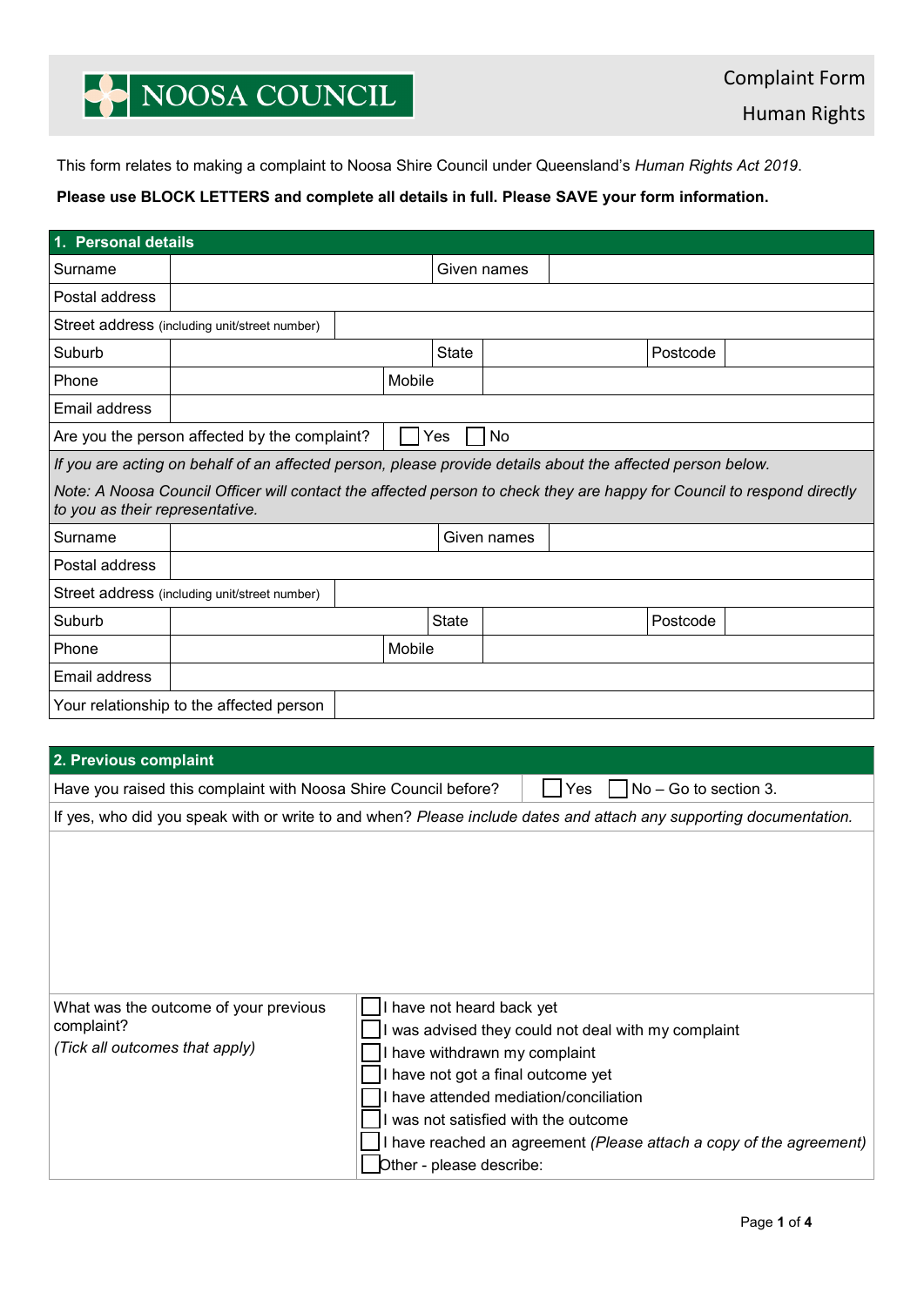NOOSA COUNCIL

# Complaint Form
## Human Rights

This form relates to making a complaint to Noosa Shire Council under Queensland's *Human Rights Act 2019*.

**Please use BLOCK LETTERS and complete all details in full. Please SAVE your form information.**

## 1. Personal details

| | | | |
|---|---|---|---|
| Surname | | Given names | |
| Postal address | | | |
| Street address (including unit/street number) | | | |
| Suburb | | State | Postcode |
| Phone | | Mobile | |
| Email address | | | |
| Are you the person affected by the complaint? | ☐ Yes ☐ No | | |

*If you are acting on behalf of an affected person, please provide details about the affected person below.*

*Note: A Noosa Council Officer will contact the affected person to check they are happy for Council to respond directly to you as their representative.*

| | | | |
|---|---|---|---|
| Surname | | Given names | |
| Postal address | | | |
| Street address (including unit/street number) | | | |
| Suburb | | State | Postcode |
| Phone | | Mobile | |
| Email address | | | |
| Your relationship to the affected person | | | |

## 2. Previous complaint

Have you raised this complaint with Noosa Shire Council before? ☐ Yes ☐ No – Go to section 3.

If yes, who did you speak with or write to and when? *Please include dates and attach any supporting documentation.*

What was the outcome of your previous complaint?
*(Tick all outcomes that apply)*

- ☐ I have not heard back yet
- ☐ I was advised they could not deal with my complaint
- ☐ I have withdrawn my complaint
- ☐ I have not got a final outcome yet
- ☐ I have attended mediation/conciliation
- ☐ I was not satisfied with the outcome
- ☐ I have reached an agreement *(Please attach a copy of the agreement)*
- ☐ Other - please describe: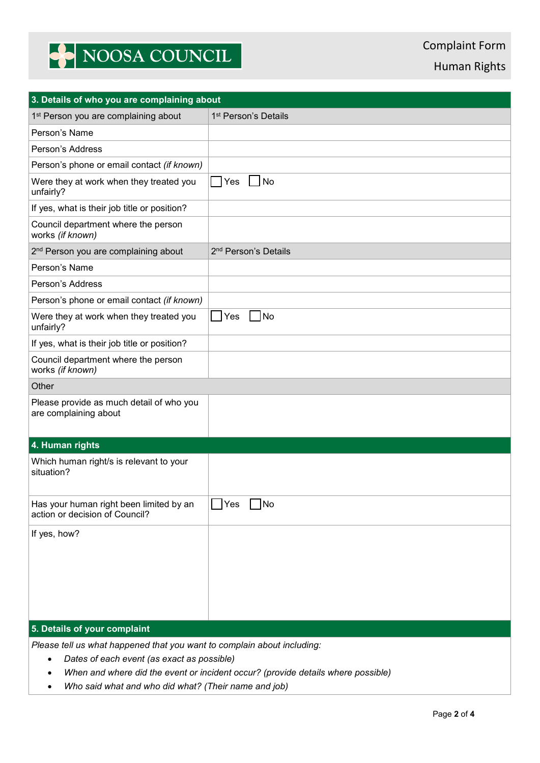| 3. Details of who you are complaining about | |
|---|---|
| 1st Person you are complaining about | 1st Person's Details |
| Person's Name | |
| Person's Address | |
| Person's phone or email contact *(if known)* | |
| Were they at work when they treated you unfairly? | ☐ Yes ☐ No |
| If yes, what is their job title or position? | |
| Council department where the person works *(if known)* | |
| 2nd Person you are complaining about | 2nd Person's Details |
| Person's Name | |
| Person's Address | |
| Person's phone or email contact *(if known)* | |
| Were they at work when they treated you unfairly? | ☐ Yes ☐ No |
| If yes, what is their job title or position? | |
| Council department where the person works *(if known)* | |
| Other | |
| Please provide as much detail of who you are complaining about | |

| 4. Human rights | |
|---|---|
| Which human right/s is relevant to your situation? | |
| Has your human right been limited by an action or decision of Council? | ☐ Yes ☐ No |
| If yes, how? | |

## 5. Details of your complaint

*Please tell us what happened that you want to complain about including:*

- *Dates of each event (as exact as possible)*
- *When and where did the event or incident occur? (provide details where possible)*
- *Who said what and who did what? (Their name and job)*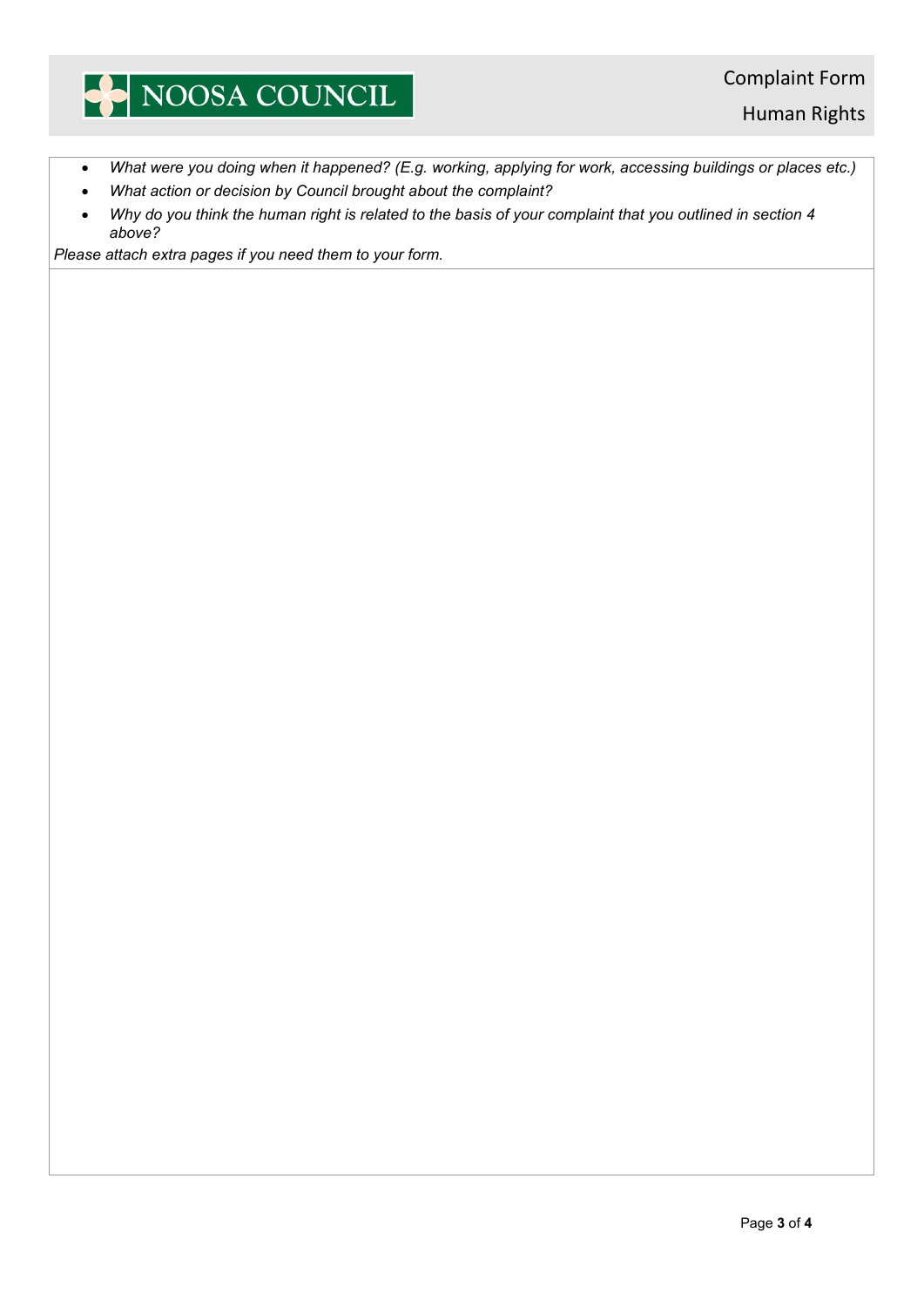- *What were you doing when it happened? (E.g. working, applying for work, accessing buildings or places etc.)*
- *What action or decision by Council brought about the complaint?*
- *Why do you think the human right is related to the basis of your complaint that you outlined in section 4 above?*

*Please attach extra pages if you need them to your form.*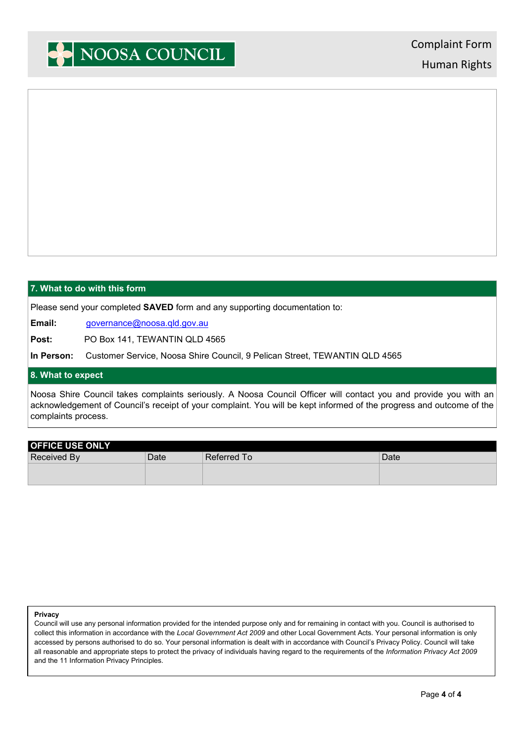## 7. What to do with this form

Please send your completed **SAVED** form and any supporting documentation to:

**Email:** governance@noosa.qld.gov.au

**Post:** PO Box 141, TEWANTIN QLD 4565

**In Person:** Customer Service, Noosa Shire Council, 9 Pelican Street, TEWANTIN QLD 4565

## 8. What to expect

Noosa Shire Council takes complaints seriously. A Noosa Council Officer will contact you and provide you with an acknowledgement of Council's receipt of your complaint. You will be kept informed of the progress and outcome of the complaints process.

**OFFICE USE ONLY**

| Received By | Date | Referred To | Date |
|---|---|---|---|
| | | | |

**Privacy**

Council will use any personal information provided for the intended purpose only and for remaining in contact with you. Council is authorised to collect this information in accordance with the *Local Government Act 2009* and other Local Government Acts. Your personal information is only accessed by persons authorised to do so. Your personal information is dealt with in accordance with Council's Privacy Policy. Council will take all reasonable and appropriate steps to protect the privacy of individuals having regard to the requirements of the *Information Privacy Act 2009* and the 11 Information Privacy Principles.